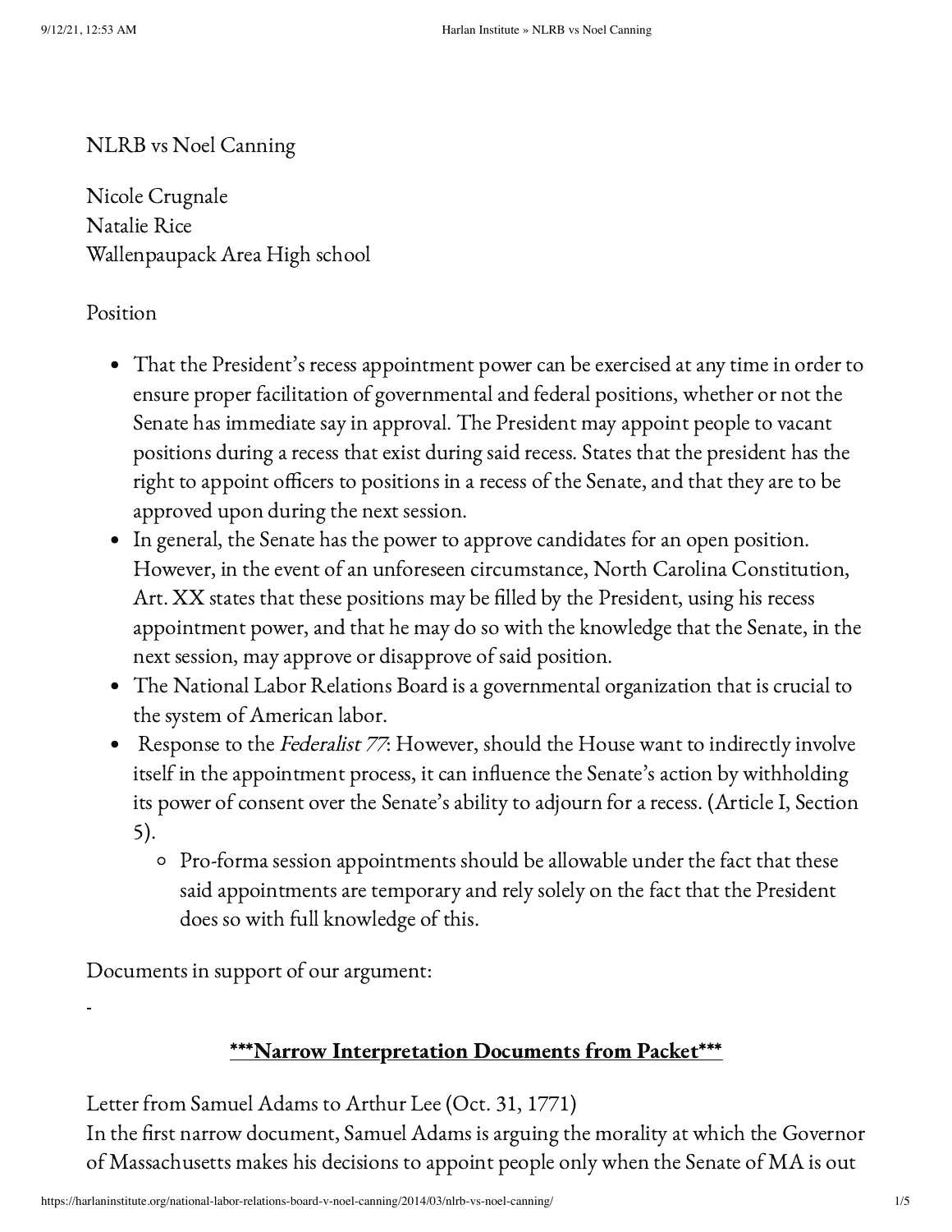NLRB vs Noel Canning

Nicole Crugnale
Natalie Rice
Wallenpaupack Area High school

Position

- That the President's recess appointment power can be exercised at any time in order to ensure proper facilitation of governmental and federal positions, whether or not the Senate has immediate say in approval. The President may appoint people to vacant positions during a recess that exist during said recess. States that the president has the right to appoint officers to positions in a recess of the Senate, and that they are to be approved upon during the next session.
- In general, the Senate has the power to approve candidates for an open position. However, in the event of an unforeseen circumstance, North Carolina Constitution, Art. XX states that these positions may be filled by the President, using his recess appointment power, and that he may do so with the knowledge that the Senate, in the next session, may approve or disapprove of said position.
- The National Labor Relations Board is a governmental organization that is crucial to the system of American labor.
- Response to the *Federalist 77*: However, should the House want to indirectly involve itself in the appointment process, it can influence the Senate's action by withholding its power of consent over the Senate's ability to adjourn for a recess. (Article I, Section 5).
    - Pro-forma session appointments should be allowable under the fact that these said appointments are temporary and rely solely on the fact that the President does so with full knowledge of this.

Documents in support of our argument:

-

**<u>\*\*\*Narrow Interpretation Documents from Packet\*\*\*</u>**

Letter from Samuel Adams to Arthur Lee (Oct. 31, 1771)
In the first narrow document, Samuel Adams is arguing the morality at which the Governor of Massachusetts makes his decisions to appoint people only when the Senate of MA is out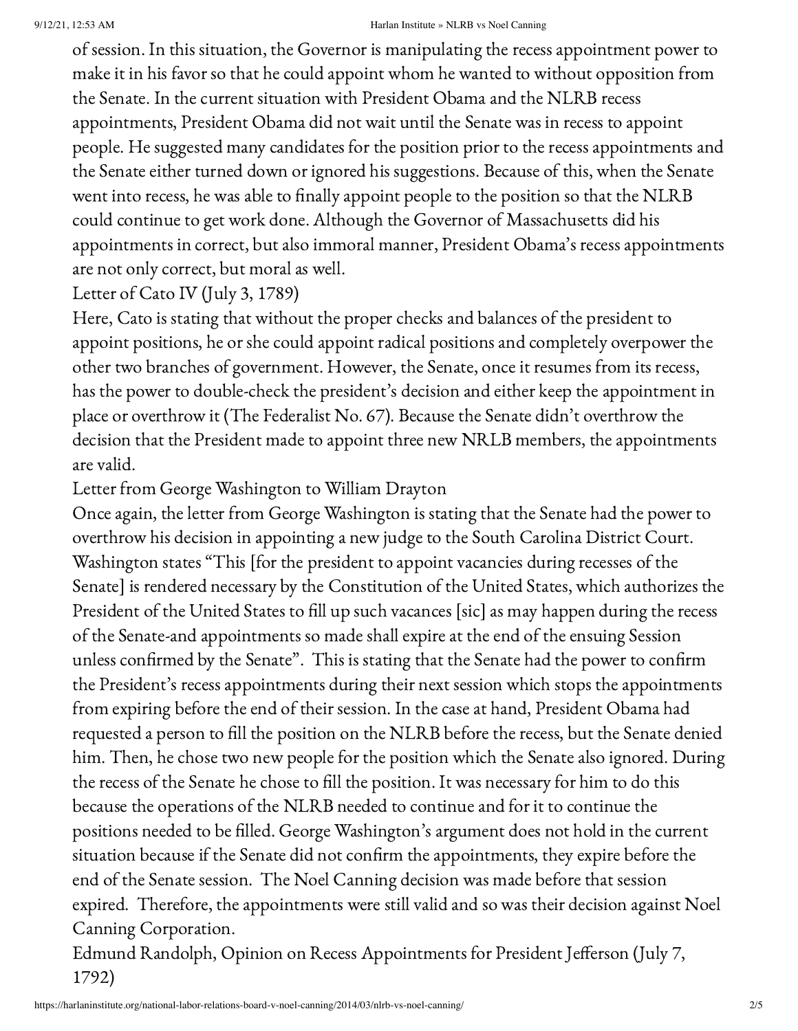of session. In this situation, the Governor is manipulating the recess appointment power to make it in his favor so that he could appoint whom he wanted to without opposition from the Senate. In the current situation with President Obama and the NLRB recess appointments, President Obama did not wait until the Senate was in recess to appoint people. He suggested many candidates for the position prior to the recess appointments and the Senate either turned down or ignored his suggestions. Because of this, when the Senate went into recess, he was able to finally appoint people to the position so that the NLRB could continue to get work done. Although the Governor of Massachusetts did his appointments in correct, but also immoral manner, President Obama's recess appointments are not only correct, but moral as well.

Letter of Cato IV (July 3, 1789)

Here, Cato is stating that without the proper checks and balances of the president to appoint positions, he or she could appoint radical positions and completely overpower the other two branches of government. However, the Senate, once it resumes from its recess, has the power to double-check the president's decision and either keep the appointment in place or overthrow it (The Federalist No. 67). Because the Senate didn't overthrow the decision that the President made to appoint three new NRLB members, the appointments are valid.

Letter from George Washington to William Drayton

Once again, the letter from George Washington is stating that the Senate had the power to overthrow his decision in appointing a new judge to the South Carolina District Court. Washington states "This [for the president to appoint vacancies during recesses of the Senate] is rendered necessary by the Constitution of the United States, which authorizes the President of the United States to fill up such vacances [sic] as may happen during the recess of the Senate-and appointments so made shall expire at the end of the ensuing Session unless confirmed by the Senate". This is stating that the Senate had the power to confirm the President's recess appointments during their next session which stops the appointments from expiring before the end of their session. In the case at hand, President Obama had requested a person to fill the position on the NLRB before the recess, but the Senate denied him. Then, he chose two new people for the position which the Senate also ignored. During the recess of the Senate he chose to fill the position. It was necessary for him to do this because the operations of the NLRB needed to continue and for it to continue the positions needed to be filled. George Washington's argument does not hold in the current situation because if the Senate did not confirm the appointments, they expire before the end of the Senate session. The Noel Canning decision was made before that session expired. Therefore, the appointments were still valid and so was their decision against Noel Canning Corporation.

Edmund Randolph, Opinion on Recess Appointments for President Jefferson (July 7, 1792)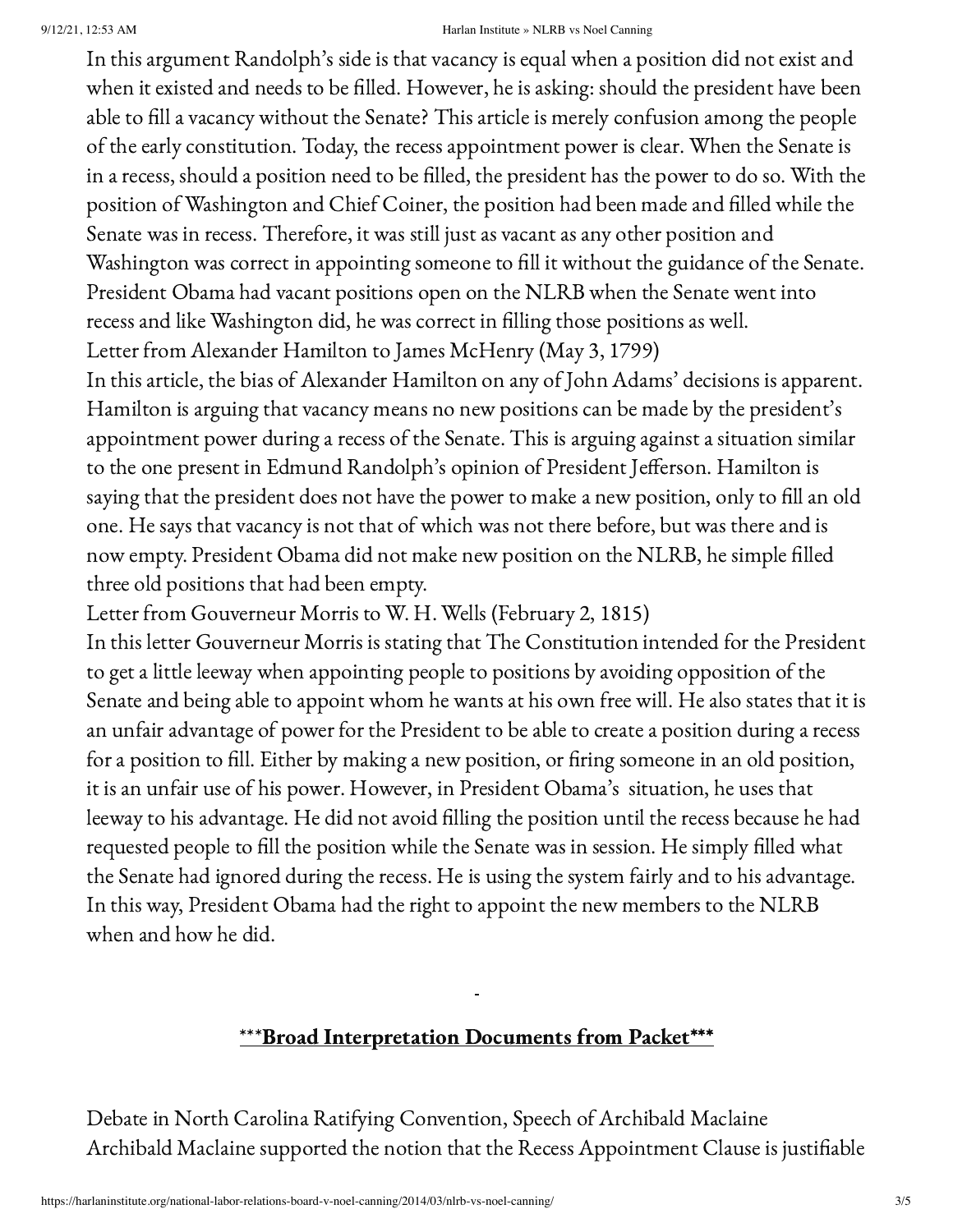In this argument Randolph's side is that vacancy is equal when a position did not exist and when it existed and needs to be filled. However, he is asking: should the president have been able to fill a vacancy without the Senate? This article is merely confusion among the people of the early constitution. Today, the recess appointment power is clear. When the Senate is in a recess, should a position need to be filled, the president has the power to do so. With the position of Washington and Chief Coiner, the position had been made and filled while the Senate was in recess. Therefore, it was still just as vacant as any other position and Washington was correct in appointing someone to fill it without the guidance of the Senate. President Obama had vacant positions open on the NLRB when the Senate went into recess and like Washington did, he was correct in filling those positions as well.

Letter from Alexander Hamilton to James McHenry (May 3, 1799)

In this article, the bias of Alexander Hamilton on any of John Adams' decisions is apparent. Hamilton is arguing that vacancy means no new positions can be made by the president's appointment power during a recess of the Senate. This is arguing against a situation similar to the one present in Edmund Randolph's opinion of President Jefferson. Hamilton is saying that the president does not have the power to make a new position, only to fill an old one. He says that vacancy is not that of which was not there before, but was there and is now empty. President Obama did not make new position on the NLRB, he simple filled three old positions that had been empty.

Letter from Gouverneur Morris to W. H. Wells (February 2, 1815)

In this letter Gouverneur Morris is stating that The Constitution intended for the President to get a little leeway when appointing people to positions by avoiding opposition of the Senate and being able to appoint whom he wants at his own free will. He also states that it is an unfair advantage of power for the President to be able to create a position during a recess for a position to fill. Either by making a new position, or firing someone in an old position, it is an unfair use of his power. However, in President Obama's situation, he uses that leeway to his advantage. He did not avoid filling the position until the recess because he had requested people to fill the position while the Senate was in session. He simply filled what the Senate had ignored during the recess. He is using the system fairly and to his advantage. In this way, President Obama had the right to appoint the new members to the NLRB when and how he did.

-

## ***Broad Interpretation Documents from Packet***

Debate in North Carolina Ratifying Convention, Speech of Archibald Maclaine

Archibald Maclaine supported the notion that the Recess Appointment Clause is justifiable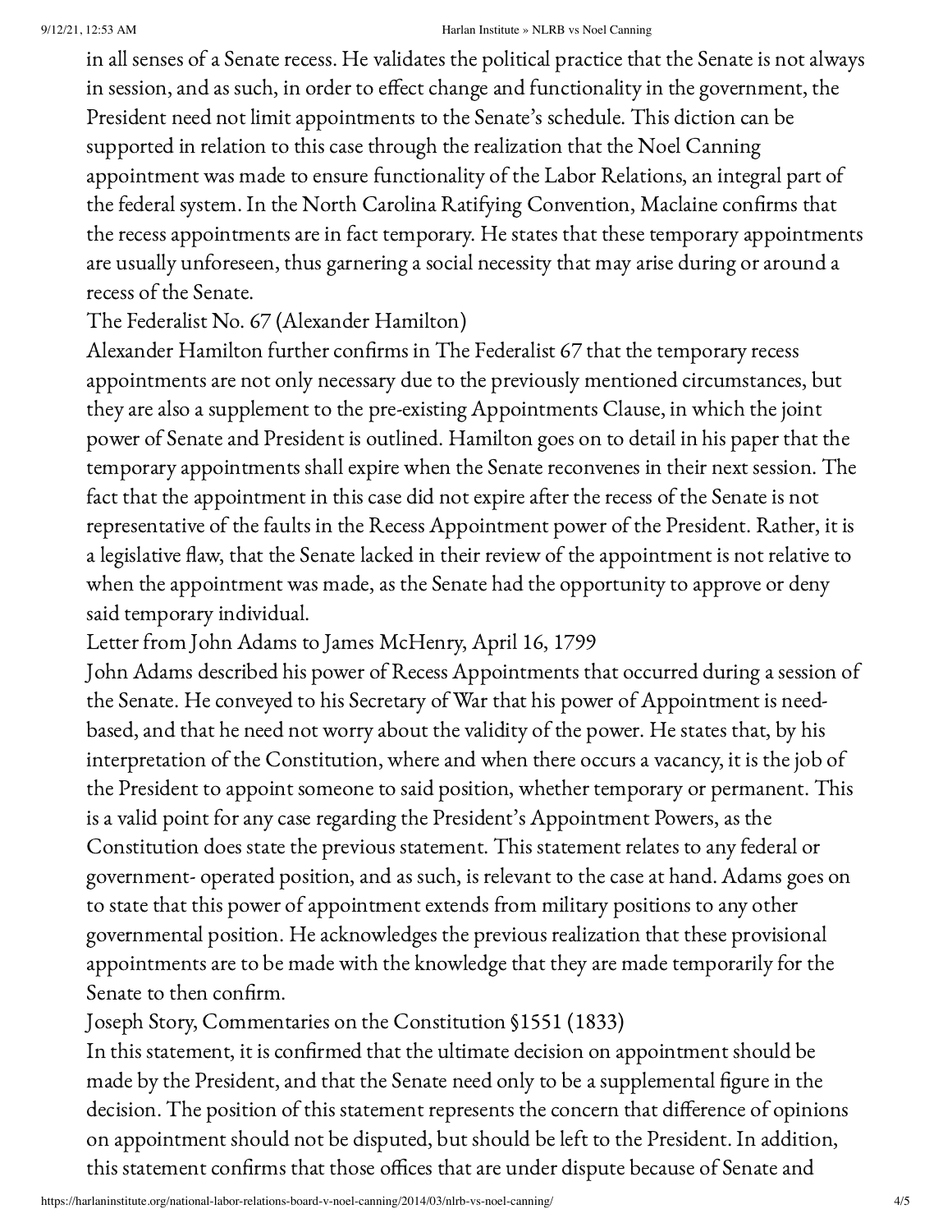in all senses of a Senate recess. He validates the political practice that the Senate is not always in session, and as such, in order to effect change and functionality in the government, the President need not limit appointments to the Senate's schedule. This diction can be supported in relation to this case through the realization that the Noel Canning appointment was made to ensure functionality of the Labor Relations, an integral part of the federal system. In the North Carolina Ratifying Convention, Maclaine confirms that the recess appointments are in fact temporary. He states that these temporary appointments are usually unforeseen, thus garnering a social necessity that may arise during or around a recess of the Senate.

### The Federalist No. 67 (Alexander Hamilton)

Alexander Hamilton further confirms in The Federalist 67 that the temporary recess appointments are not only necessary due to the previously mentioned circumstances, but they are also a supplement to the pre-existing Appointments Clause, in which the joint power of Senate and President is outlined. Hamilton goes on to detail in his paper that the temporary appointments shall expire when the Senate reconvenes in their next session. The fact that the appointment in this case did not expire after the recess of the Senate is not representative of the faults in the Recess Appointment power of the President. Rather, it is a legislative flaw, that the Senate lacked in their review of the appointment is not relative to when the appointment was made, as the Senate had the opportunity to approve or deny said temporary individual.

### Letter from John Adams to James McHenry, April 16, 1799

John Adams described his power of Recess Appointments that occurred during a session of the Senate. He conveyed to his Secretary of War that his power of Appointment is need-based, and that he need not worry about the validity of the power. He states that, by his interpretation of the Constitution, where and when there occurs a vacancy, it is the job of the President to appoint someone to said position, whether temporary or permanent. This is a valid point for any case regarding the President's Appointment Powers, as the Constitution does state the previous statement. This statement relates to any federal or government- operated position, and as such, is relevant to the case at hand. Adams goes on to state that this power of appointment extends from military positions to any other governmental position. He acknowledges the previous realization that these provisional appointments are to be made with the knowledge that they are made temporarily for the Senate to then confirm.

### Joseph Story, Commentaries on the Constitution §1551 (1833)

In this statement, it is confirmed that the ultimate decision on appointment should be made by the President, and that the Senate need only to be a supplemental figure in the decision. The position of this statement represents the concern that difference of opinions on appointment should not be disputed, but should be left to the President. In addition, this statement confirms that those offices that are under dispute because of Senate and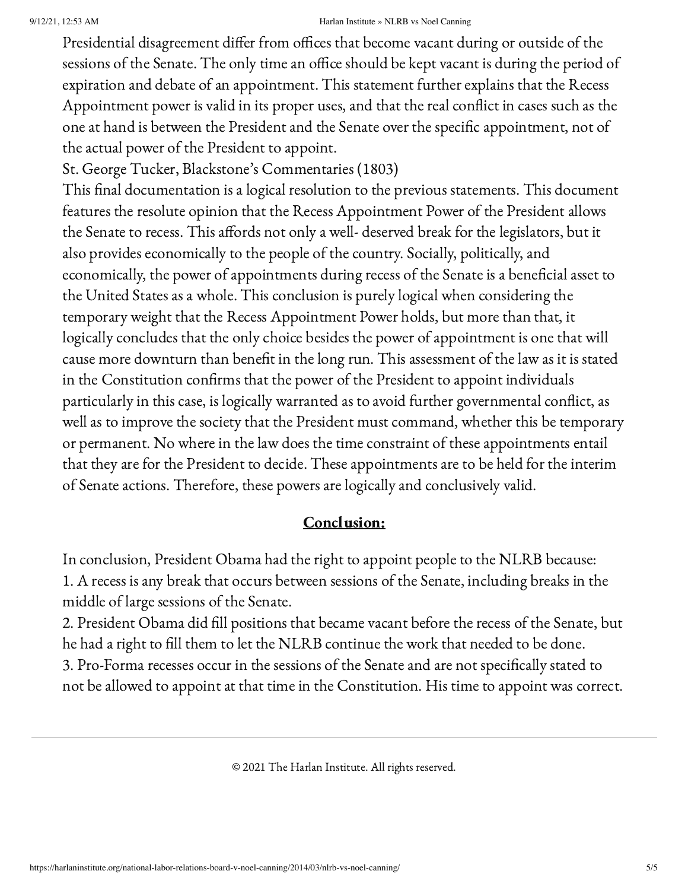Presidential disagreement differ from offices that become vacant during or outside of the sessions of the Senate. The only time an office should be kept vacant is during the period of expiration and debate of an appointment. This statement further explains that the Recess Appointment power is valid in its proper uses, and that the real conflict in cases such as the one at hand is between the President and the Senate over the specific appointment, not of the actual power of the President to appoint.

St. George Tucker, Blackstone's Commentaries (1803)

This final documentation is a logical resolution to the previous statements. This document features the resolute opinion that the Recess Appointment Power of the President allows the Senate to recess. This affords not only a well- deserved break for the legislators, but it also provides economically to the people of the country. Socially, politically, and economically, the power of appointments during recess of the Senate is a beneficial asset to the United States as a whole. This conclusion is purely logical when considering the temporary weight that the Recess Appointment Power holds, but more than that, it logically concludes that the only choice besides the power of appointment is one that will cause more downturn than benefit in the long run. This assessment of the law as it is stated in the Constitution confirms that the power of the President to appoint individuals particularly in this case, is logically warranted as to avoid further governmental conflict, as well as to improve the society that the President must command, whether this be temporary or permanent. No where in the law does the time constraint of these appointments entail that they are for the President to decide. These appointments are to be held for the interim of Senate actions. Therefore, these powers are logically and conclusively valid.

## **Conclusion:**

In conclusion, President Obama had the right to appoint people to the NLRB because:

1. A recess is any break that occurs between sessions of the Senate, including breaks in the middle of large sessions of the Senate.
2. President Obama did fill positions that became vacant before the recess of the Senate, but he had a right to fill them to let the NLRB continue the work that needed to be done.
3. Pro-Forma recesses occur in the sessions of the Senate and are not specifically stated to not be allowed to appoint at that time in the Constitution. His time to appoint was correct.

© 2021 The Harlan Institute. All rights reserved.